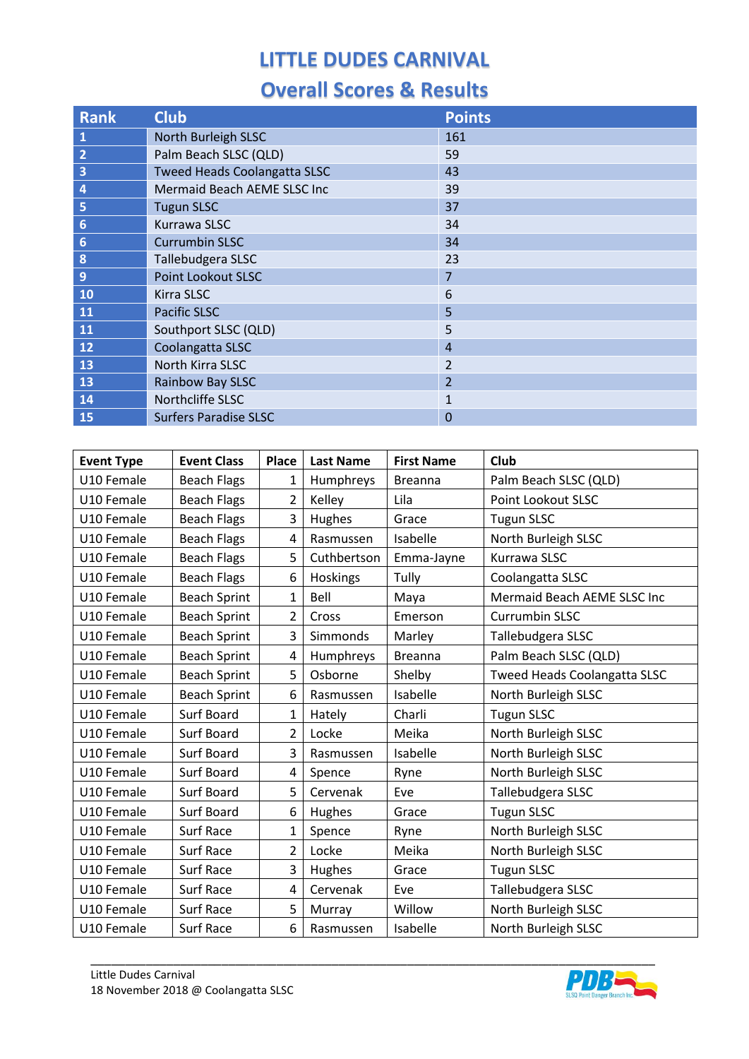# LITTLE DUDES CARNIVAL

## Overall Scores & Results

| Rank | Club | Points |
|---|---|---|
| 1 | North Burleigh SLSC | 161 |
| 2 | Palm Beach SLSC (QLD) | 59 |
| 3 | Tweed Heads Coolangatta SLSC | 43 |
| 4 | Mermaid Beach AEME SLSC Inc | 39 |
| 5 | Tugun SLSC | 37 |
| 6 | Kurrawa SLSC | 34 |
| 6 | Currumbin SLSC | 34 |
| 8 | Tallebudgera SLSC | 23 |
| 9 | Point Lookout SLSC | 7 |
| 10 | Kirra SLSC | 6 |
| 11 | Pacific SLSC | 5 |
| 11 | Southport SLSC (QLD) | 5 |
| 12 | Coolangatta SLSC | 4 |
| 13 | North Kirra SLSC | 2 |
| 13 | Rainbow Bay SLSC | 2 |
| 14 | Northcliffe SLSC | 1 |
| 15 | Surfers Paradise SLSC | 0 |

| Event Type | Event Class | Place | Last Name | First Name | Club |
|---|---|---|---|---|---|
| U10 Female | Beach Flags | 1 | Humphreys | Breanna | Palm Beach SLSC (QLD) |
| U10 Female | Beach Flags | 2 | Kelley | Lila | Point Lookout SLSC |
| U10 Female | Beach Flags | 3 | Hughes | Grace | Tugun SLSC |
| U10 Female | Beach Flags | 4 | Rasmussen | Isabelle | North Burleigh SLSC |
| U10 Female | Beach Flags | 5 | Cuthbertson | Emma-Jayne | Kurrawa SLSC |
| U10 Female | Beach Flags | 6 | Hoskings | Tully | Coolangatta SLSC |
| U10 Female | Beach Sprint | 1 | Bell | Maya | Mermaid Beach AEME SLSC Inc |
| U10 Female | Beach Sprint | 2 | Cross | Emerson | Currumbin SLSC |
| U10 Female | Beach Sprint | 3 | Simmonds | Marley | Tallebudgera SLSC |
| U10 Female | Beach Sprint | 4 | Humphreys | Breanna | Palm Beach SLSC (QLD) |
| U10 Female | Beach Sprint | 5 | Osborne | Shelby | Tweed Heads Coolangatta SLSC |
| U10 Female | Beach Sprint | 6 | Rasmussen | Isabelle | North Burleigh SLSC |
| U10 Female | Surf Board | 1 | Hately | Charli | Tugun SLSC |
| U10 Female | Surf Board | 2 | Locke | Meika | North Burleigh SLSC |
| U10 Female | Surf Board | 3 | Rasmussen | Isabelle | North Burleigh SLSC |
| U10 Female | Surf Board | 4 | Spence | Ryne | North Burleigh SLSC |
| U10 Female | Surf Board | 5 | Cervenak | Eve | Tallebudgera SLSC |
| U10 Female | Surf Board | 6 | Hughes | Grace | Tugun SLSC |
| U10 Female | Surf Race | 1 | Spence | Ryne | North Burleigh SLSC |
| U10 Female | Surf Race | 2 | Locke | Meika | North Burleigh SLSC |
| U10 Female | Surf Race | 3 | Hughes | Grace | Tugun SLSC |
| U10 Female | Surf Race | 4 | Cervenak | Eve | Tallebudgera SLSC |
| U10 Female | Surf Race | 5 | Murray | Willow | North Burleigh SLSC |
| U10 Female | Surf Race | 6 | Rasmussen | Isabelle | North Burleigh SLSC |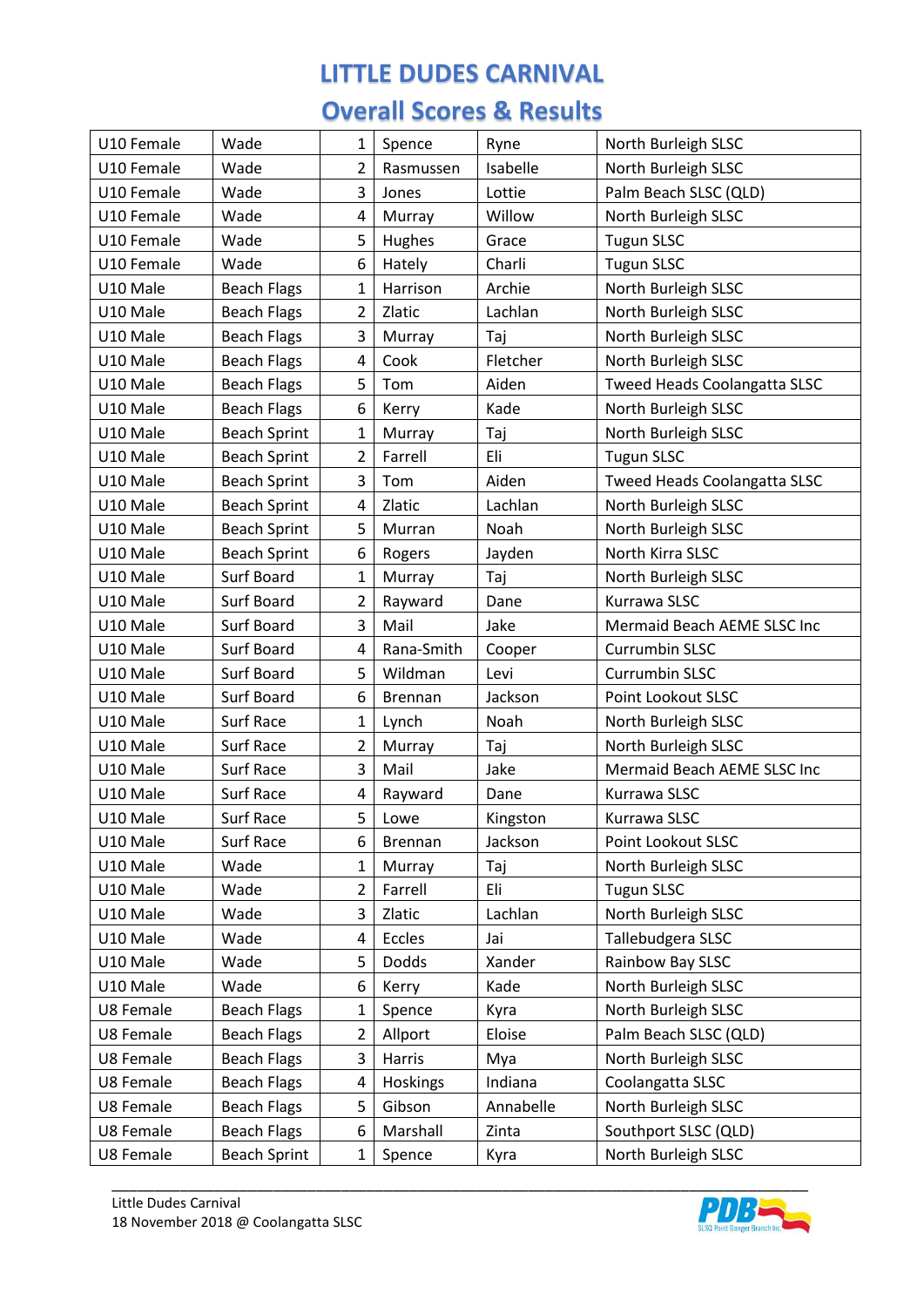# LITTLE DUDES CARNIVAL

## Overall Scores & Results

| | | | | | |
|---|---|---|---|---|---|
| U10 Female | Wade | 1 | Spence | Ryne | North Burleigh SLSC |
| U10 Female | Wade | 2 | Rasmussen | Isabelle | North Burleigh SLSC |
| U10 Female | Wade | 3 | Jones | Lottie | Palm Beach SLSC (QLD) |
| U10 Female | Wade | 4 | Murray | Willow | North Burleigh SLSC |
| U10 Female | Wade | 5 | Hughes | Grace | Tugun SLSC |
| U10 Female | Wade | 6 | Hately | Charli | Tugun SLSC |
| U10 Male | Beach Flags | 1 | Harrison | Archie | North Burleigh SLSC |
| U10 Male | Beach Flags | 2 | Zlatic | Lachlan | North Burleigh SLSC |
| U10 Male | Beach Flags | 3 | Murray | Taj | North Burleigh SLSC |
| U10 Male | Beach Flags | 4 | Cook | Fletcher | North Burleigh SLSC |
| U10 Male | Beach Flags | 5 | Tom | Aiden | Tweed Heads Coolangatta SLSC |
| U10 Male | Beach Flags | 6 | Kerry | Kade | North Burleigh SLSC |
| U10 Male | Beach Sprint | 1 | Murray | Taj | North Burleigh SLSC |
| U10 Male | Beach Sprint | 2 | Farrell | Eli | Tugun SLSC |
| U10 Male | Beach Sprint | 3 | Tom | Aiden | Tweed Heads Coolangatta SLSC |
| U10 Male | Beach Sprint | 4 | Zlatic | Lachlan | North Burleigh SLSC |
| U10 Male | Beach Sprint | 5 | Murran | Noah | North Burleigh SLSC |
| U10 Male | Beach Sprint | 6 | Rogers | Jayden | North Kirra SLSC |
| U10 Male | Surf Board | 1 | Murray | Taj | North Burleigh SLSC |
| U10 Male | Surf Board | 2 | Rayward | Dane | Kurrawa SLSC |
| U10 Male | Surf Board | 3 | Mail | Jake | Mermaid Beach AEME SLSC Inc |
| U10 Male | Surf Board | 4 | Rana-Smith | Cooper | Currumbin SLSC |
| U10 Male | Surf Board | 5 | Wildman | Levi | Currumbin SLSC |
| U10 Male | Surf Board | 6 | Brennan | Jackson | Point Lookout SLSC |
| U10 Male | Surf Race | 1 | Lynch | Noah | North Burleigh SLSC |
| U10 Male | Surf Race | 2 | Murray | Taj | North Burleigh SLSC |
| U10 Male | Surf Race | 3 | Mail | Jake | Mermaid Beach AEME SLSC Inc |
| U10 Male | Surf Race | 4 | Rayward | Dane | Kurrawa SLSC |
| U10 Male | Surf Race | 5 | Lowe | Kingston | Kurrawa SLSC |
| U10 Male | Surf Race | 6 | Brennan | Jackson | Point Lookout SLSC |
| U10 Male | Wade | 1 | Murray | Taj | North Burleigh SLSC |
| U10 Male | Wade | 2 | Farrell | Eli | Tugun SLSC |
| U10 Male | Wade | 3 | Zlatic | Lachlan | North Burleigh SLSC |
| U10 Male | Wade | 4 | Eccles | Jai | Tallebudgera SLSC |
| U10 Male | Wade | 5 | Dodds | Xander | Rainbow Bay SLSC |
| U10 Male | Wade | 6 | Kerry | Kade | North Burleigh SLSC |
| U8 Female | Beach Flags | 1 | Spence | Kyra | North Burleigh SLSC |
| U8 Female | Beach Flags | 2 | Allport | Eloise | Palm Beach SLSC (QLD) |
| U8 Female | Beach Flags | 3 | Harris | Mya | North Burleigh SLSC |
| U8 Female | Beach Flags | 4 | Hoskings | Indiana | Coolangatta SLSC |
| U8 Female | Beach Flags | 5 | Gibson | Annabelle | North Burleigh SLSC |
| U8 Female | Beach Flags | 6 | Marshall | Zinta | Southport SLSC (QLD) |
| U8 Female | Beach Sprint | 1 | Spence | Kyra | North Burleigh SLSC |

Little Dudes Carnival
18 November 2018 @ Coolangatta SLSC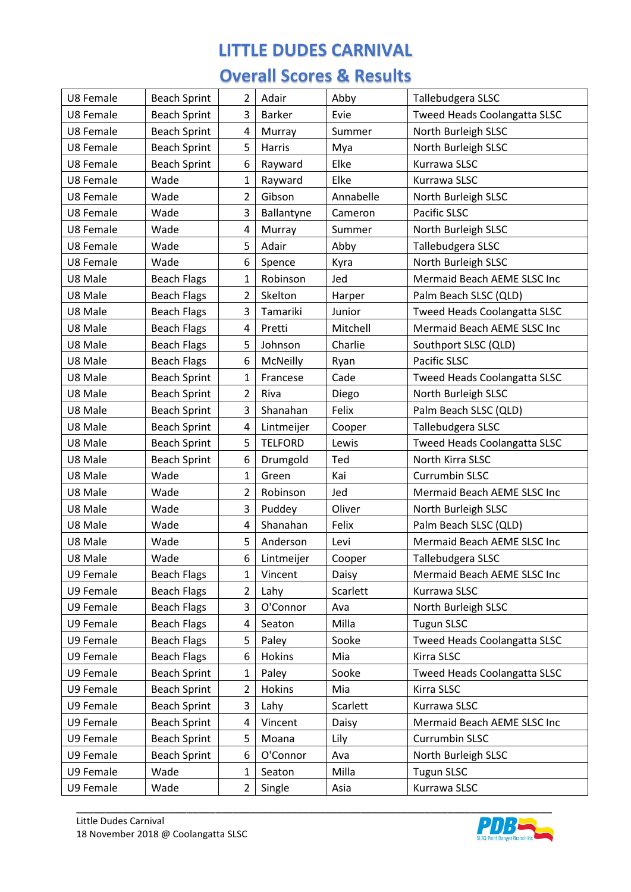# LITTLE DUDES CARNIVAL

## Overall Scores & Results

| | | | | | |
|---|---|---|---|---|---|
| U8 Female | Beach Sprint | 2 | Adair | Abby | Tallebudgera SLSC |
| U8 Female | Beach Sprint | 3 | Barker | Evie | Tweed Heads Coolangatta SLSC |
| U8 Female | Beach Sprint | 4 | Murray | Summer | North Burleigh SLSC |
| U8 Female | Beach Sprint | 5 | Harris | Mya | North Burleigh SLSC |
| U8 Female | Beach Sprint | 6 | Rayward | Elke | Kurrawa SLSC |
| U8 Female | Wade | 1 | Rayward | Elke | Kurrawa SLSC |
| U8 Female | Wade | 2 | Gibson | Annabelle | North Burleigh SLSC |
| U8 Female | Wade | 3 | Ballantyne | Cameron | Pacific SLSC |
| U8 Female | Wade | 4 | Murray | Summer | North Burleigh SLSC |
| U8 Female | Wade | 5 | Adair | Abby | Tallebudgera SLSC |
| U8 Female | Wade | 6 | Spence | Kyra | North Burleigh SLSC |
| U8 Male | Beach Flags | 1 | Robinson | Jed | Mermaid Beach AEME SLSC Inc |
| U8 Male | Beach Flags | 2 | Skelton | Harper | Palm Beach SLSC (QLD) |
| U8 Male | Beach Flags | 3 | Tamariki | Junior | Tweed Heads Coolangatta SLSC |
| U8 Male | Beach Flags | 4 | Pretti | Mitchell | Mermaid Beach AEME SLSC Inc |
| U8 Male | Beach Flags | 5 | Johnson | Charlie | Southport SLSC (QLD) |
| U8 Male | Beach Flags | 6 | McNeilly | Ryan | Pacific SLSC |
| U8 Male | Beach Sprint | 1 | Francese | Cade | Tweed Heads Coolangatta SLSC |
| U8 Male | Beach Sprint | 2 | Riva | Diego | North Burleigh SLSC |
| U8 Male | Beach Sprint | 3 | Shanahan | Felix | Palm Beach SLSC (QLD) |
| U8 Male | Beach Sprint | 4 | Lintmeijer | Cooper | Tallebudgera SLSC |
| U8 Male | Beach Sprint | 5 | TELFORD | Lewis | Tweed Heads Coolangatta SLSC |
| U8 Male | Beach Sprint | 6 | Drumgold | Ted | North Kirra SLSC |
| U8 Male | Wade | 1 | Green | Kai | Currumbin SLSC |
| U8 Male | Wade | 2 | Robinson | Jed | Mermaid Beach AEME SLSC Inc |
| U8 Male | Wade | 3 | Puddey | Oliver | North Burleigh SLSC |
| U8 Male | Wade | 4 | Shanahan | Felix | Palm Beach SLSC (QLD) |
| U8 Male | Wade | 5 | Anderson | Levi | Mermaid Beach AEME SLSC Inc |
| U8 Male | Wade | 6 | Lintmeijer | Cooper | Tallebudgera SLSC |
| U9 Female | Beach Flags | 1 | Vincent | Daisy | Mermaid Beach AEME SLSC Inc |
| U9 Female | Beach Flags | 2 | Lahy | Scarlett | Kurrawa SLSC |
| U9 Female | Beach Flags | 3 | O'Connor | Ava | North Burleigh SLSC |
| U9 Female | Beach Flags | 4 | Seaton | Milla | Tugun SLSC |
| U9 Female | Beach Flags | 5 | Paley | Sooke | Tweed Heads Coolangatta SLSC |
| U9 Female | Beach Flags | 6 | Hokins | Mia | Kirra SLSC |
| U9 Female | Beach Sprint | 1 | Paley | Sooke | Tweed Heads Coolangatta SLSC |
| U9 Female | Beach Sprint | 2 | Hokins | Mia | Kirra SLSC |
| U9 Female | Beach Sprint | 3 | Lahy | Scarlett | Kurrawa SLSC |
| U9 Female | Beach Sprint | 4 | Vincent | Daisy | Mermaid Beach AEME SLSC Inc |
| U9 Female | Beach Sprint | 5 | Moana | Lily | Currumbin SLSC |
| U9 Female | Beach Sprint | 6 | O'Connor | Ava | North Burleigh SLSC |
| U9 Female | Wade | 1 | Seaton | Milla | Tugun SLSC |
| U9 Female | Wade | 2 | Single | Asia | Kurrawa SLSC |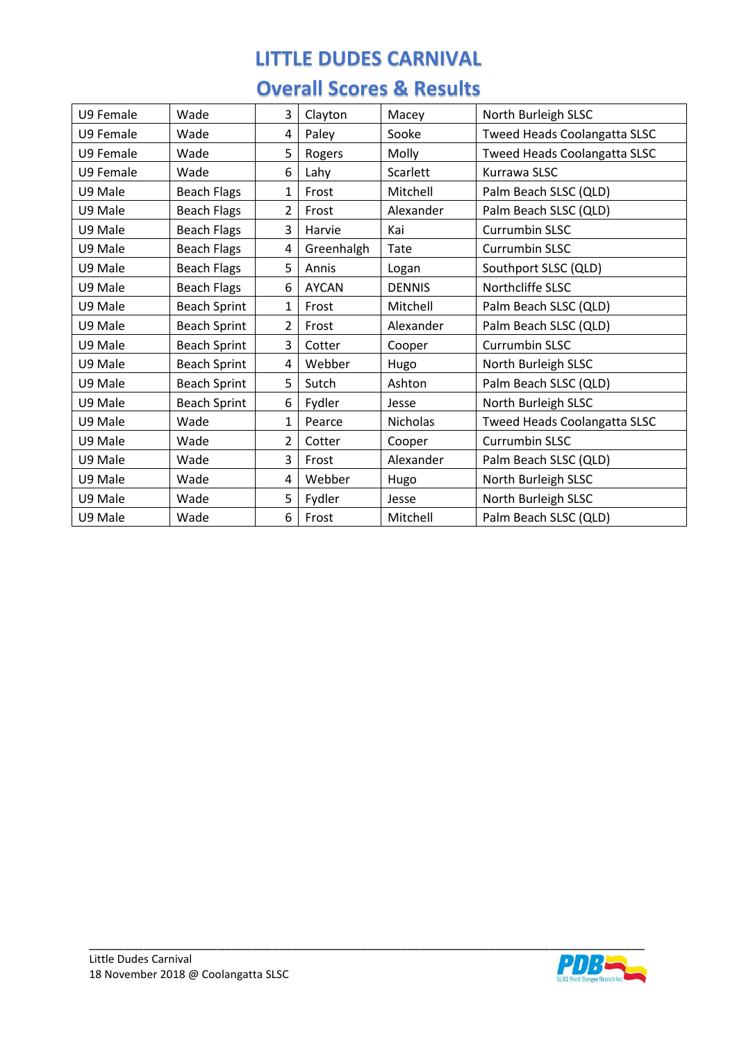# LITTLE DUDES CARNIVAL

## Overall Scores & Results

| | | | | | |
|---|---|---|---|---|---|
| U9 Female | Wade | 3 | Clayton | Macey | North Burleigh SLSC |
| U9 Female | Wade | 4 | Paley | Sooke | Tweed Heads Coolangatta SLSC |
| U9 Female | Wade | 5 | Rogers | Molly | Tweed Heads Coolangatta SLSC |
| U9 Female | Wade | 6 | Lahy | Scarlett | Kurrawa SLSC |
| U9 Male | Beach Flags | 1 | Frost | Mitchell | Palm Beach SLSC (QLD) |
| U9 Male | Beach Flags | 2 | Frost | Alexander | Palm Beach SLSC (QLD) |
| U9 Male | Beach Flags | 3 | Harvie | Kai | Currumbin SLSC |
| U9 Male | Beach Flags | 4 | Greenhalgh | Tate | Currumbin SLSC |
| U9 Male | Beach Flags | 5 | Annis | Logan | Southport SLSC (QLD) |
| U9 Male | Beach Flags | 6 | AYCAN | DENNIS | Northcliffe SLSC |
| U9 Male | Beach Sprint | 1 | Frost | Mitchell | Palm Beach SLSC (QLD) |
| U9 Male | Beach Sprint | 2 | Frost | Alexander | Palm Beach SLSC (QLD) |
| U9 Male | Beach Sprint | 3 | Cotter | Cooper | Currumbin SLSC |
| U9 Male | Beach Sprint | 4 | Webber | Hugo | North Burleigh SLSC |
| U9 Male | Beach Sprint | 5 | Sutch | Ashton | Palm Beach SLSC (QLD) |
| U9 Male | Beach Sprint | 6 | Fydler | Jesse | North Burleigh SLSC |
| U9 Male | Wade | 1 | Pearce | Nicholas | Tweed Heads Coolangatta SLSC |
| U9 Male | Wade | 2 | Cotter | Cooper | Currumbin SLSC |
| U9 Male | Wade | 3 | Frost | Alexander | Palm Beach SLSC (QLD) |
| U9 Male | Wade | 4 | Webber | Hugo | North Burleigh SLSC |
| U9 Male | Wade | 5 | Fydler | Jesse | North Burleigh SLSC |
| U9 Male | Wade | 6 | Frost | Mitchell | Palm Beach SLSC (QLD) |